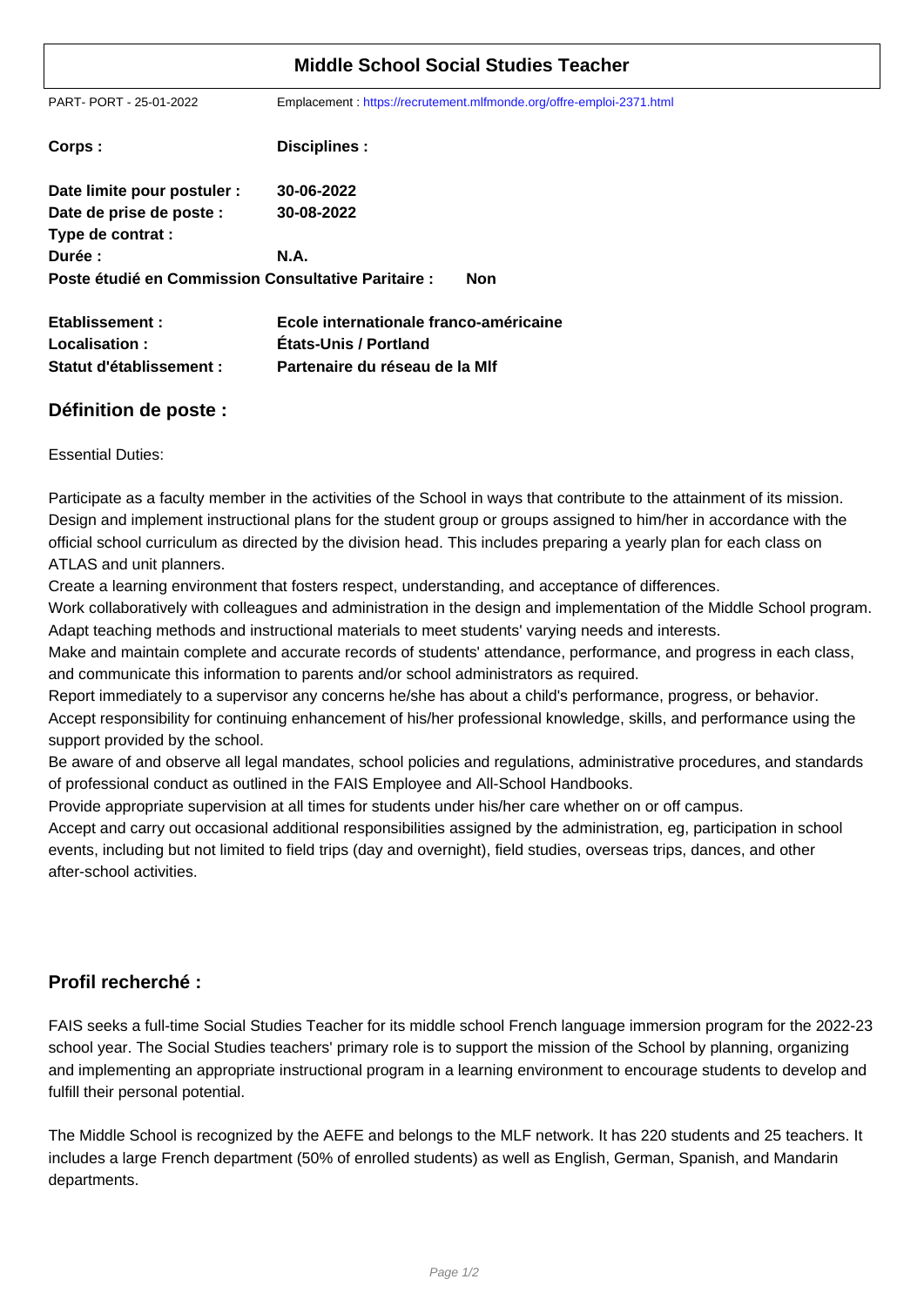# Middle School Social Studies Teacher

PART- PORT - 25-01-2022 Emplacement : https://recrutement.mlfmonde.org/offre-emploi-2371.html

**Corps :** **Disciplines :**

**Date limite pour postuler :** **30-06-2022**
**Date de prise de poste :** **30-08-2022**
**Type de contrat :**
**Durée :** **N.A.**
**Poste étudié en Commission Consultative Paritaire :** **Non**

**Etablissement :** **Ecole internationale franco-américaine**
**Localisation :** **États-Unis / Portland**
**Statut d'établissement :** **Partenaire du réseau de la Mlf**

## Définition de poste :

Essential Duties:

Participate as a faculty member in the activities of the School in ways that contribute to the attainment of its mission.
Design and implement instructional plans for the student group or groups assigned to him/her in accordance with the official school curriculum as directed by the division head. This includes preparing a yearly plan for each class on ATLAS and unit planners.
Create a learning environment that fosters respect, understanding, and acceptance of differences.
Work collaboratively with colleagues and administration in the design and implementation of the Middle School program.
Adapt teaching methods and instructional materials to meet students' varying needs and interests.
Make and maintain complete and accurate records of students' attendance, performance, and progress in each class, and communicate this information to parents and/or school administrators as required.
Report immediately to a supervisor any concerns he/she has about a child's performance, progress, or behavior.
Accept responsibility for continuing enhancement of his/her professional knowledge, skills, and performance using the support provided by the school.
Be aware of and observe all legal mandates, school policies and regulations, administrative procedures, and standards of professional conduct as outlined in the FAIS Employee and All-School Handbooks.
Provide appropriate supervision at all times for students under his/her care whether on or off campus.
Accept and carry out occasional additional responsibilities assigned by the administration, eg, participation in school events, including but not limited to field trips (day and overnight), field studies, overseas trips, dances, and other after-school activities.

## Profil recherché :

FAIS seeks a full-time Social Studies Teacher for its middle school French language immersion program for the 2022-23 school year. The Social Studies teachers' primary role is to support the mission of the School by planning, organizing and implementing an appropriate instructional program in a learning environment to encourage students to develop and fulfill their personal potential.

The Middle School is recognized by the AEFE and belongs to the MLF network. It has 220 students and 25 teachers. It includes a large French department (50% of enrolled students) as well as English, German, Spanish, and Mandarin departments.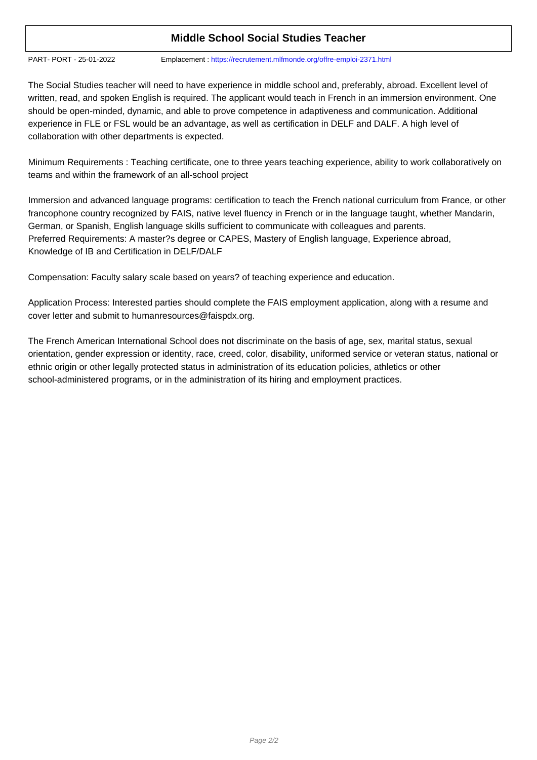## Middle School Social Studies Teacher

PART- PORT - 25-01-2022 Emplacement : https://recrutement.mlfmonde.org/offre-emploi-2371.html

The Social Studies teacher will need to have experience in middle school and, preferably, abroad. Excellent level of written, read, and spoken English is required. The applicant would teach in French in an immersion environment. One should be open-minded, dynamic, and able to prove competence in adaptiveness and communication. Additional experience in FLE or FSL would be an advantage, as well as certification in DELF and DALF. A high level of collaboration with other departments is expected.

Minimum Requirements : Teaching certificate, one to three years teaching experience, ability to work collaboratively on teams and within the framework of an all-school project

Immersion and advanced language programs: certification to teach the French national curriculum from France, or other francophone country recognized by FAIS, native level fluency in French or in the language taught, whether Mandarin, German, or Spanish, English language skills sufficient to communicate with colleagues and parents.
Preferred Requirements: A master?s degree or CAPES, Mastery of English language, Experience abroad, Knowledge of IB and Certification in DELF/DALF

Compensation: Faculty salary scale based on years? of teaching experience and education.

Application Process: Interested parties should complete the FAIS employment application, along with a resume and cover letter and submit to humanresources@faispdx.org.

The French American International School does not discriminate on the basis of age, sex, marital status, sexual orientation, gender expression or identity, race, creed, color, disability, uniformed service or veteran status, national or ethnic origin or other legally protected status in administration of its education policies, athletics or other school-administered programs, or in the administration of its hiring and employment practices.